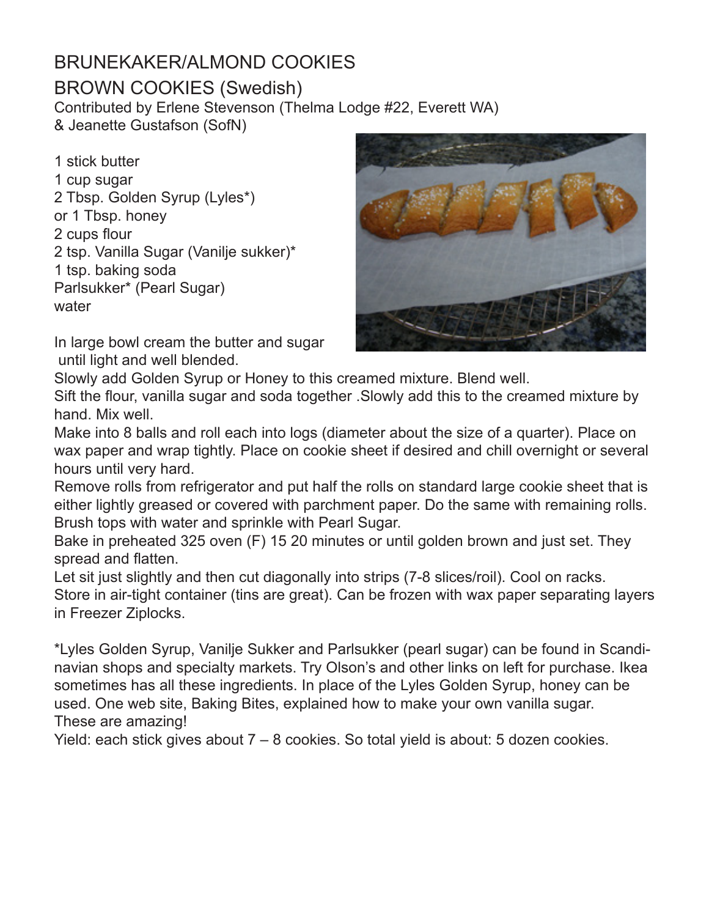# BRUNEKAKER/ALMOND COOKIES

## BROWN COOKIES (Swedish)

Contributed by Erlene Stevenson (Thelma Lodge #22, Everett WA)
& Jeanette Gustafson (SofN)

1 stick butter
1 cup sugar
2 Tbsp. Golden Syrup (Lyles*)
or 1 Tbsp. honey
2 cups flour
2 tsp. Vanilla Sugar (Vanilje sukker)*
1 tsp. baking soda
Parlsukker* (Pearl Sugar)
water

In large bowl cream the butter and sugar until light and well blended.

Slowly add Golden Syrup or Honey to this creamed mixture. Blend well.

Sift the flour, vanilla sugar and soda together .Slowly add this to the creamed mixture by hand. Mix well.

Make into 8 balls and roll each into logs (diameter about the size of a quarter). Place on wax paper and wrap tightly. Place on cookie sheet if desired and chill overnight or several hours until very hard.

Remove rolls from refrigerator and put half the rolls on standard large cookie sheet that is either lightly greased or covered with parchment paper. Do the same with remaining rolls. Brush tops with water and sprinkle with Pearl Sugar.

Bake in preheated 325 oven (F) 15 20 minutes or until golden brown and just set. They spread and flatten.

Let sit just slightly and then cut diagonally into strips (7-8 slices/roil). Cool on racks.

Store in air-tight container (tins are great). Can be frozen with wax paper separating layers in Freezer Ziplocks.

*Lyles Golden Syrup, Vanilje Sukker and Parlsukker (pearl sugar) can be found in Scandinavian shops and specialty markets. Try Olson's and other links on left for purchase. Ikea sometimes has all these ingredients. In place of the Lyles Golden Syrup, honey can be used. One web site, Baking Bites, explained how to make your own vanilla sugar.
These are amazing!

Yield: each stick gives about 7 – 8 cookies. So total yield is about: 5 dozen cookies.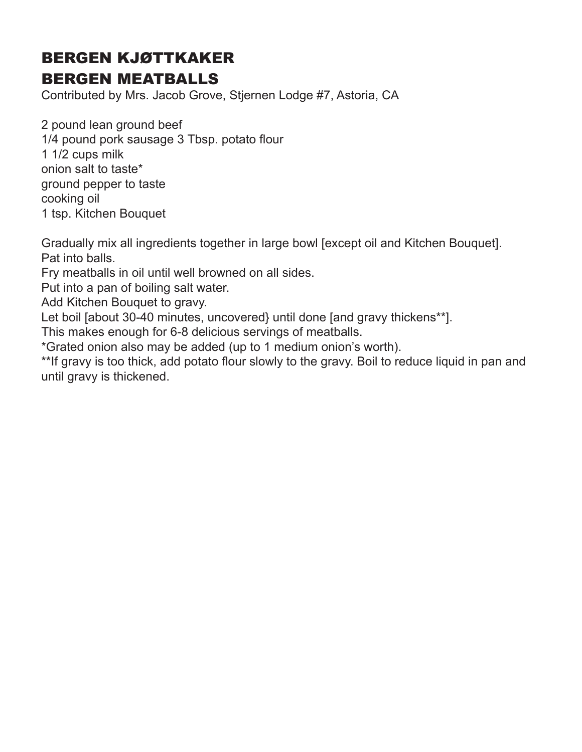# BERGEN KJØTTKAKER
# BERGEN MEATBALLS

Contributed by Mrs. Jacob Grove, Stjernen Lodge #7, Astoria, CA

2 pound lean ground beef
1/4 pound pork sausage 3 Tbsp. potato flour
1 1/2 cups milk
onion salt to taste*
ground pepper to taste
cooking oil
1 tsp. Kitchen Bouquet

Gradually mix all ingredients together in large bowl [except oil and Kitchen Bouquet].
Pat into balls.
Fry meatballs in oil until well browned on all sides.
Put into a pan of boiling salt water.
Add Kitchen Bouquet to gravy.
Let boil [about 30-40 minutes, uncovered} until done [and gravy thickens**].
This makes enough for 6-8 delicious servings of meatballs.
*Grated onion also may be added (up to 1 medium onion's worth).
**If gravy is too thick, add potato flour slowly to the gravy. Boil to reduce liquid in pan and until gravy is thickened.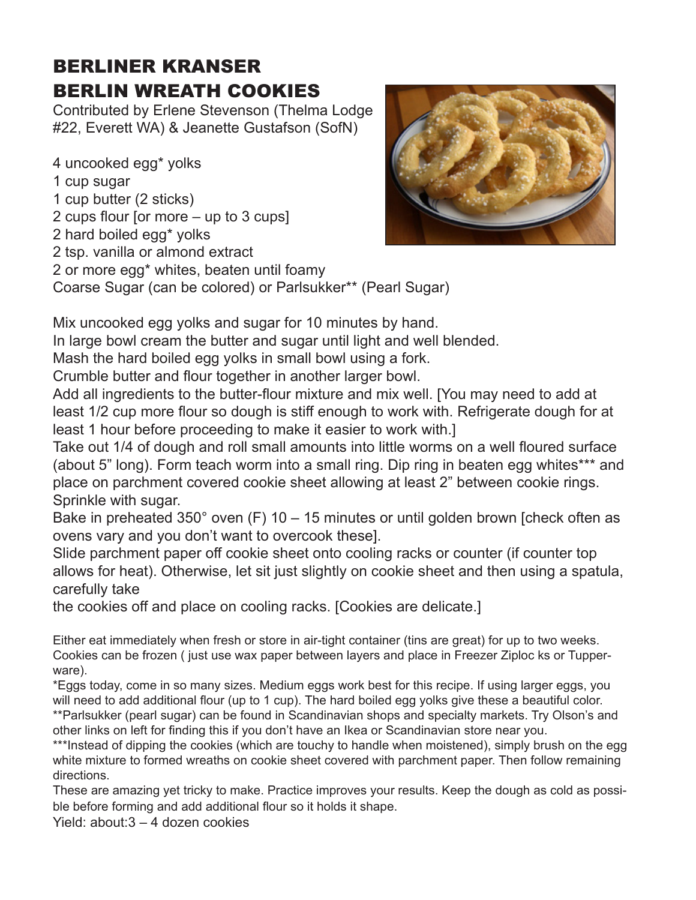# BERLINER KRANSER
# BERLIN WREATH COOKIES

Contributed by Erlene Stevenson (Thelma Lodge #22, Everett WA) & Jeanette Gustafson (SofN)

4 uncooked egg* yolks
1 cup sugar
1 cup butter (2 sticks)
2 cups flour [or more – up to 3 cups]
2 hard boiled egg* yolks
2 tsp. vanilla or almond extract
2 or more egg* whites, beaten until foamy
Coarse Sugar (can be colored) or Parlsukker** (Pearl Sugar)

Mix uncooked egg yolks and sugar for 10 minutes by hand.
In large bowl cream the butter and sugar until light and well blended.
Mash the hard boiled egg yolks in small bowl using a fork.
Crumble butter and flour together in another larger bowl.
Add all ingredients to the butter-flour mixture and mix well. [You may need to add at least 1/2 cup more flour so dough is stiff enough to work with. Refrigerate dough for at least 1 hour before proceeding to make it easier to work with.]
Take out 1/4 of dough and roll small amounts into little worms on a well floured surface (about 5" long). Form teach worm into a small ring. Dip ring in beaten egg whites*** and place on parchment covered cookie sheet allowing at least 2" between cookie rings. Sprinkle with sugar.
Bake in preheated 350° oven (F) 10 – 15 minutes or until golden brown [check often as ovens vary and you don't want to overcook these].
Slide parchment paper off cookie sheet onto cooling racks or counter (if counter top allows for heat). Otherwise, let sit just slightly on cookie sheet and then using a spatula, carefully take
the cookies off and place on cooling racks. [Cookies are delicate.]

Either eat immediately when fresh or store in air-tight container (tins are great) for up to two weeks. Cookies can be frozen ( just use wax paper between layers and place in Freezer Ziploc ks or Tupperware).
*Eggs today, come in so many sizes. Medium eggs work best for this recipe. If using larger eggs, you will need to add additional flour (up to 1 cup). The hard boiled egg yolks give these a beautiful color.
**Parlsukker (pearl sugar) can be found in Scandinavian shops and specialty markets. Try Olson's and other links on left for finding this if you don't have an Ikea or Scandinavian store near you.
***Instead of dipping the cookies (which are touchy to handle when moistened), simply brush on the egg white mixture to formed wreaths on cookie sheet covered with parchment paper. Then follow remaining directions.
These are amazing yet tricky to make. Practice improves your results. Keep the dough as cold as possible before forming and add additional flour so it holds it shape.
Yield: about:3 – 4 dozen cookies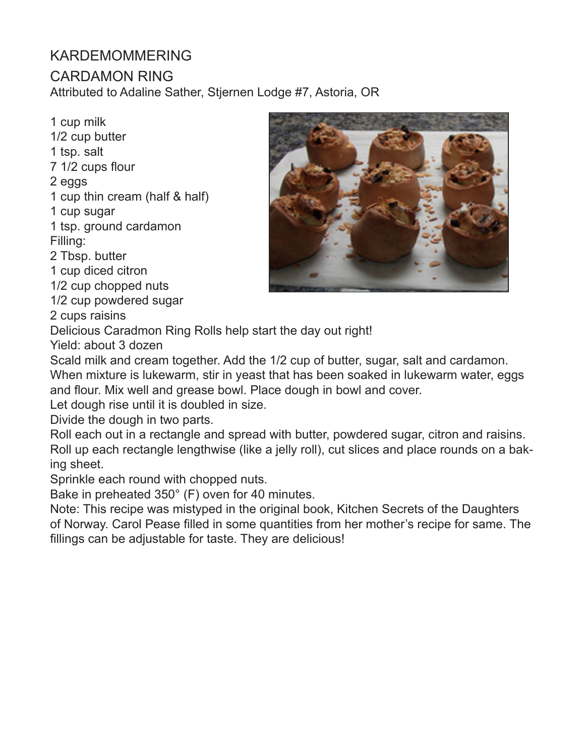# KARDEMOMMERING

## CARDAMON RING

Attributed to Adaline Sather, Stjernen Lodge #7, Astoria, OR

1 cup milk
1/2 cup butter
1 tsp. salt
7 1/2 cups flour
2 eggs
1 cup thin cream (half & half)
1 cup sugar
1 tsp. ground cardamon

Filling:

2 Tbsp. butter
1 cup diced citron
1/2 cup chopped nuts
1/2 cup powdered sugar
2 cups raisins

Delicious Caradmon Ring Rolls help start the day out right!

Yield: about 3 dozen

Scald milk and cream together. Add the 1/2 cup of butter, sugar, salt and cardamon. When mixture is lukewarm, stir in yeast that has been soaked in lukewarm water, eggs and flour. Mix well and grease bowl. Place dough in bowl and cover.

Let dough rise until it is doubled in size.

Divide the dough in two parts.

Roll each out in a rectangle and spread with butter, powdered sugar, citron and raisins. Roll up each rectangle lengthwise (like a jelly roll), cut slices and place rounds on a baking sheet.

Sprinkle each round with chopped nuts.

Bake in preheated 350° (F) oven for 40 minutes.

Note: This recipe was mistyped in the original book, Kitchen Secrets of the Daughters of Norway. Carol Pease filled in some quantities from her mother's recipe for same. The fillings can be adjustable for taste. They are delicious!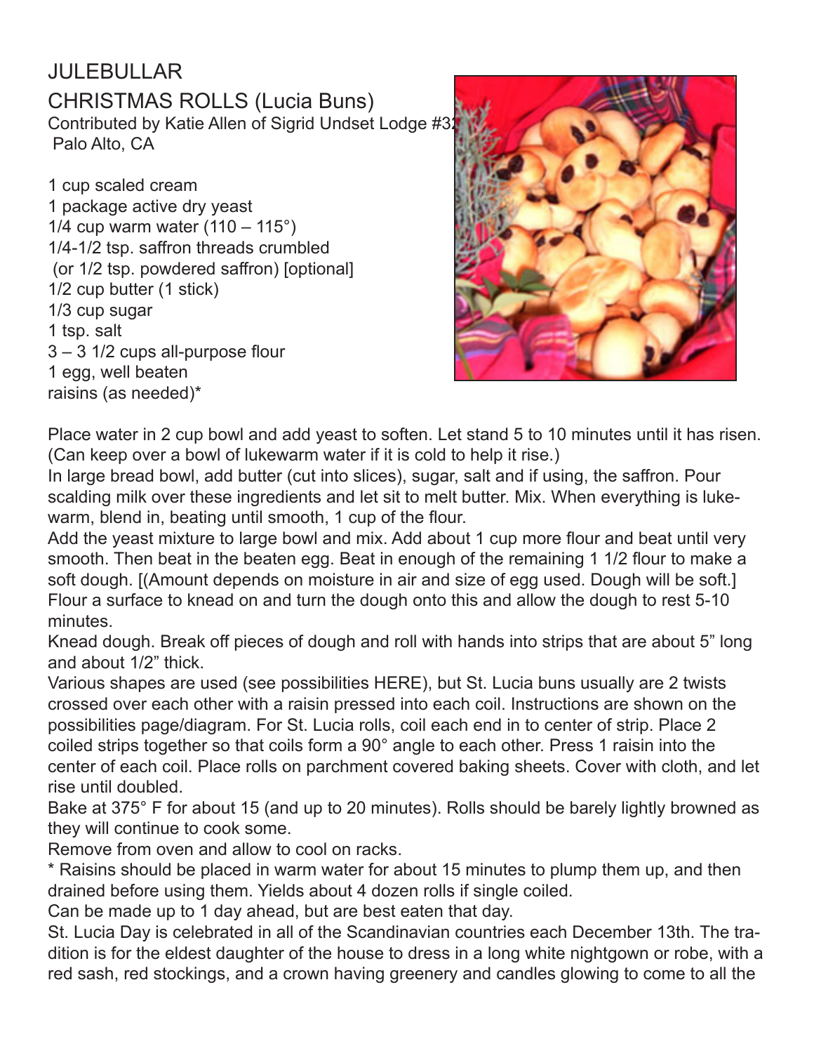# JULEBULLAR

## CHRISTMAS ROLLS (Lucia Buns)

Contributed by Katie Allen of Sigrid Undset Lodge #3
Palo Alto, CA

1 cup scaled cream
1 package active dry yeast
1/4 cup warm water (110 – 115°)
1/4-1/2 tsp. saffron threads crumbled
(or 1/2 tsp. powdered saffron) [optional]
1/2 cup butter (1 stick)
1/3 cup sugar
1 tsp. salt
3 – 3 1/2 cups all-purpose flour
1 egg, well beaten
raisins (as needed)*

Place water in 2 cup bowl and add yeast to soften. Let stand 5 to 10 minutes until it has risen. (Can keep over a bowl of lukewarm water if it is cold to help it rise.)

In large bread bowl, add butter (cut into slices), sugar, salt and if using, the saffron. Pour scalding milk over these ingredients and let sit to melt butter. Mix. When everything is lukewarm, blend in, beating until smooth, 1 cup of the flour.

Add the yeast mixture to large bowl and mix. Add about 1 cup more flour and beat until very smooth. Then beat in the beaten egg. Beat in enough of the remaining 1 1/2 flour to make a soft dough. [(Amount depends on moisture in air and size of egg used. Dough will be soft.]

Flour a surface to knead on and turn the dough onto this and allow the dough to rest 5-10 minutes.

Knead dough. Break off pieces of dough and roll with hands into strips that are about 5" long and about 1/2" thick.

Various shapes are used (see possibilities HERE), but St. Lucia buns usually are 2 twists crossed over each other with a raisin pressed into each coil. Instructions are shown on the possibilities page/diagram. For St. Lucia rolls, coil each end in to center of strip. Place 2 coiled strips together so that coils form a 90° angle to each other. Press 1 raisin into the center of each coil. Place rolls on parchment covered baking sheets. Cover with cloth, and let rise until doubled.

Bake at 375° F for about 15 (and up to 20 minutes). Rolls should be barely lightly browned as they will continue to cook some.

Remove from oven and allow to cool on racks.

\* Raisins should be placed in warm water for about 15 minutes to plump them up, and then drained before using them. Yields about 4 dozen rolls if single coiled.

Can be made up to 1 day ahead, but are best eaten that day.

St. Lucia Day is celebrated in all of the Scandinavian countries each December 13th. The tradition is for the eldest daughter of the house to dress in a long white nightgown or robe, with a red sash, red stockings, and a crown having greenery and candles glowing to come to all the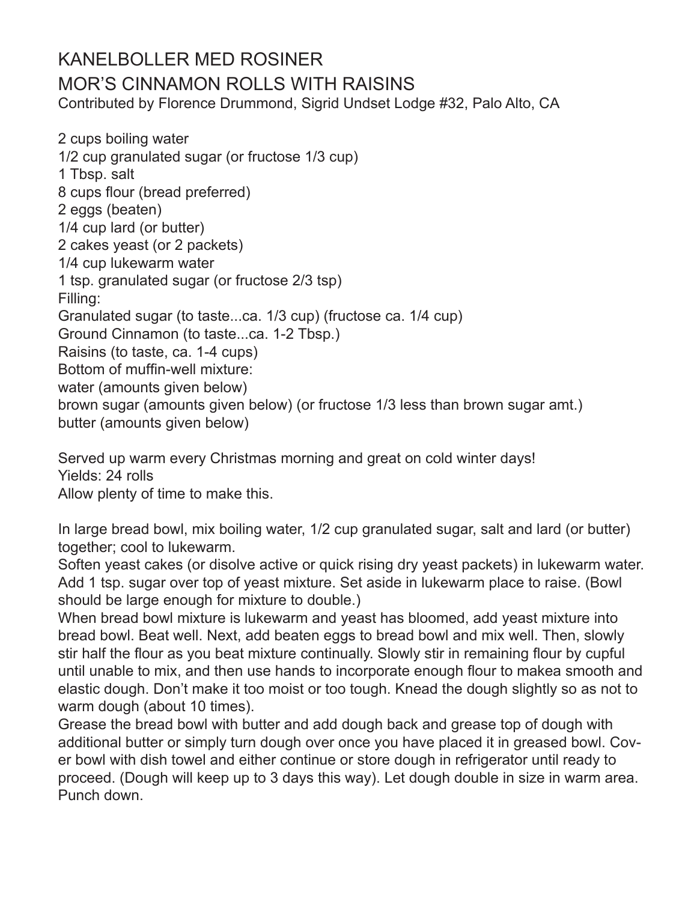# KANELBOLLER MED ROSINER

## MOR'S CINNAMON ROLLS WITH RAISINS

Contributed by Florence Drummond, Sigrid Undset Lodge #32, Palo Alto, CA

2 cups boiling water
1/2 cup granulated sugar (or fructose 1/3 cup)
1 Tbsp. salt
8 cups flour (bread preferred)
2 eggs (beaten)
1/4 cup lard (or butter)
2 cakes yeast (or 2 packets)
1/4 cup lukewarm water
1 tsp. granulated sugar (or fructose 2/3 tsp)
Filling:
Granulated sugar (to taste...ca. 1/3 cup) (fructose ca. 1/4 cup)
Ground Cinnamon (to taste...ca. 1-2 Tbsp.)
Raisins (to taste, ca. 1-4 cups)
Bottom of muffin-well mixture:
water (amounts given below)
brown sugar (amounts given below) (or fructose 1/3 less than brown sugar amt.)
butter (amounts given below)

Served up warm every Christmas morning and great on cold winter days!
Yields: 24 rolls
Allow plenty of time to make this.

In large bread bowl, mix boiling water, 1/2 cup granulated sugar, salt and lard (or butter) together; cool to lukewarm.

Soften yeast cakes (or disolve active or quick rising dry yeast packets) in lukewarm water. Add 1 tsp. sugar over top of yeast mixture. Set aside in lukewarm place to raise. (Bowl should be large enough for mixture to double.)

When bread bowl mixture is lukewarm and yeast has bloomed, add yeast mixture into bread bowl. Beat well. Next, add beaten eggs to bread bowl and mix well. Then, slowly stir half the flour as you beat mixture continually. Slowly stir in remaining flour by cupful until unable to mix, and then use hands to incorporate enough flour to makea smooth and elastic dough. Don't make it too moist or too tough. Knead the dough slightly so as not to warm dough (about 10 times).

Grease the bread bowl with butter and add dough back and grease top of dough with additional butter or simply turn dough over once you have placed it in greased bowl. Cover bowl with dish towel and either continue or store dough in refrigerator until ready to proceed. (Dough will keep up to 3 days this way). Let dough double in size in warm area. Punch down.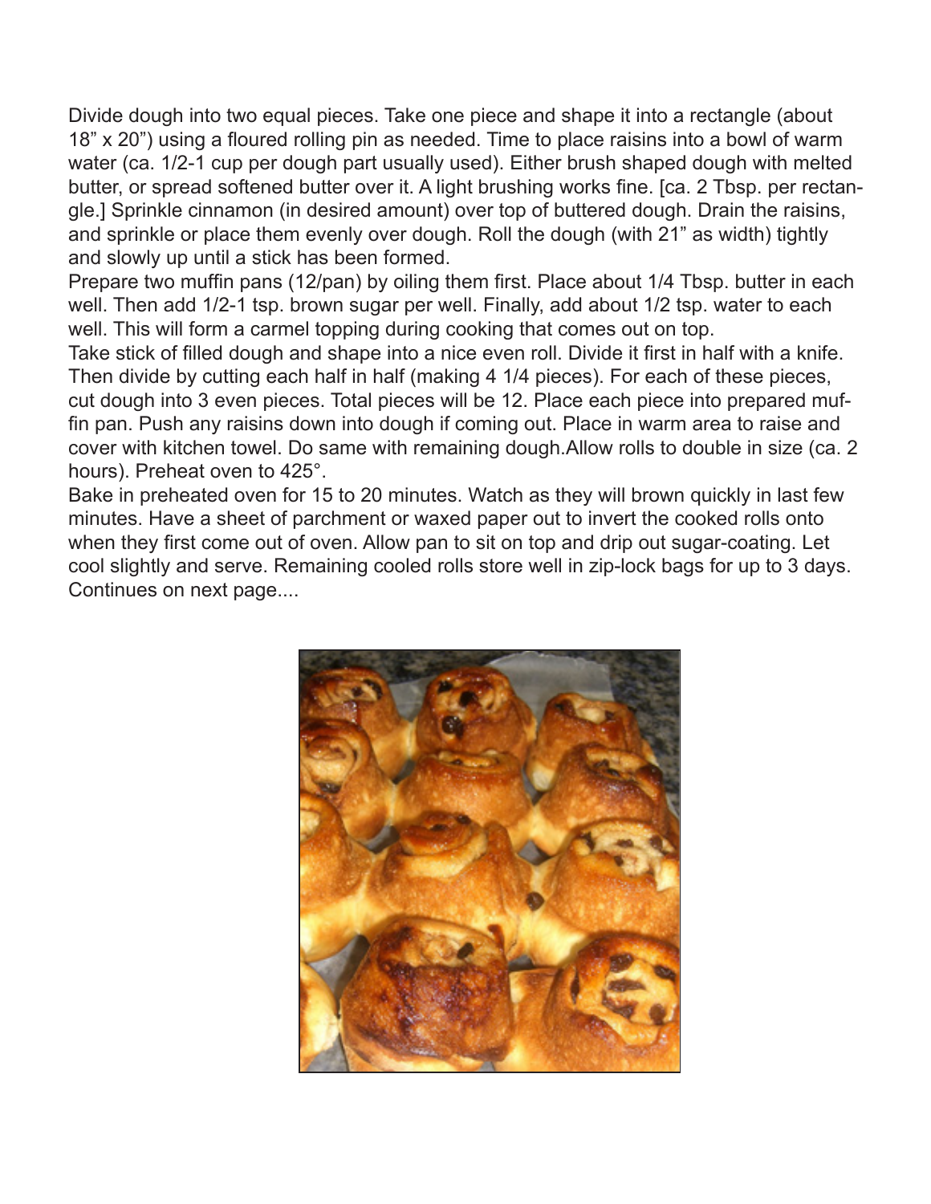Divide dough into two equal pieces. Take one piece and shape it into a rectangle (about 18” x 20”) using a floured rolling pin as needed. Time to place raisins into a bowl of warm water (ca. 1/2-1 cup per dough part usually used). Either brush shaped dough with melted butter, or spread softened butter over it. A light brushing works fine. [ca. 2 Tbsp. per rectangle.] Sprinkle cinnamon (in desired amount) over top of buttered dough. Drain the raisins, and sprinkle or place them evenly over dough. Roll the dough (with 21” as width) tightly and slowly up until a stick has been formed.

Prepare two muffin pans (12/pan) by oiling them first. Place about 1/4 Tbsp. butter in each well. Then add 1/2-1 tsp. brown sugar per well. Finally, add about 1/2 tsp. water to each well. This will form a carmel topping during cooking that comes out on top.

Take stick of filled dough and shape into a nice even roll. Divide it first in half with a knife. Then divide by cutting each half in half (making 4 1/4 pieces). For each of these pieces, cut dough into 3 even pieces. Total pieces will be 12. Place each piece into prepared muffin pan. Push any raisins down into dough if coming out. Place in warm area to raise and cover with kitchen towel. Do same with remaining dough.Allow rolls to double in size (ca. 2 hours). Preheat oven to 425°.

Bake in preheated oven for 15 to 20 minutes. Watch as they will brown quickly in last few minutes. Have a sheet of parchment or waxed paper out to invert the cooked rolls onto when they first come out of oven. Allow pan to sit on top and drip out sugar-coating. Let cool slightly and serve. Remaining cooled rolls store well in zip-lock bags for up to 3 days. Continues on next page....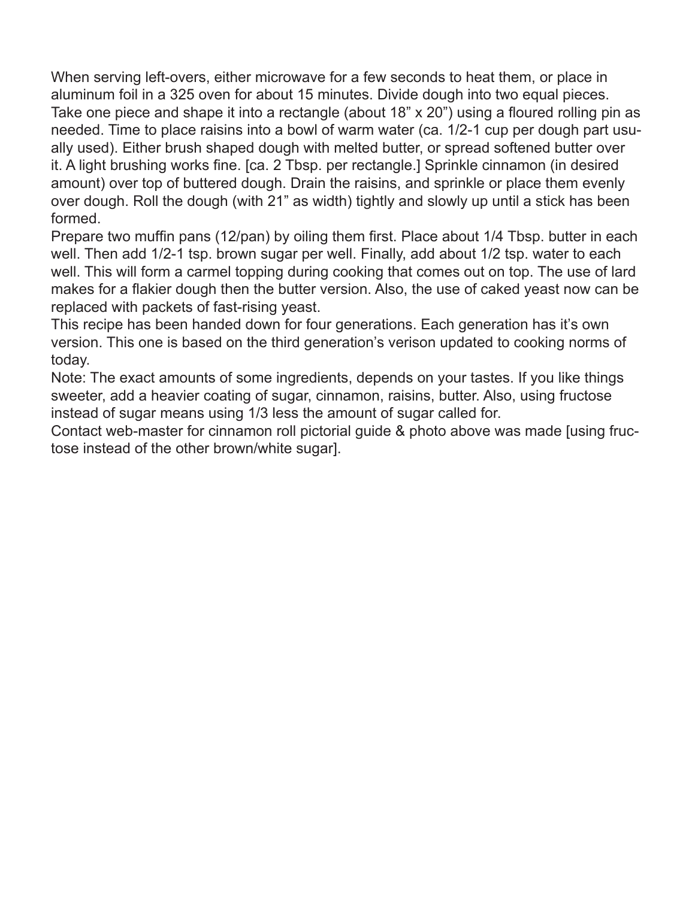When serving left-overs, either microwave for a few seconds to heat them, or place in aluminum foil in a 325 oven for about 15 minutes. Divide dough into two equal pieces. Take one piece and shape it into a rectangle (about 18" x 20") using a floured rolling pin as needed. Time to place raisins into a bowl of warm water (ca. 1/2-1 cup per dough part usually used). Either brush shaped dough with melted butter, or spread softened butter over it. A light brushing works fine. [ca. 2 Tbsp. per rectangle.] Sprinkle cinnamon (in desired amount) over top of buttered dough. Drain the raisins, and sprinkle or place them evenly over dough. Roll the dough (with 21" as width) tightly and slowly up until a stick has been formed.

Prepare two muffin pans (12/pan) by oiling them first. Place about 1/4 Tbsp. butter in each well. Then add 1/2-1 tsp. brown sugar per well. Finally, add about 1/2 tsp. water to each well. This will form a carmel topping during cooking that comes out on top. The use of lard makes for a flakier dough then the butter version. Also, the use of caked yeast now can be replaced with packets of fast-rising yeast.

This recipe has been handed down for four generations. Each generation has it's own version. This one is based on the third generation's verison updated to cooking norms of today.

Note: The exact amounts of some ingredients, depends on your tastes. If you like things sweeter, add a heavier coating of sugar, cinnamon, raisins, butter. Also, using fructose instead of sugar means using 1/3 less the amount of sugar called for.

Contact web-master for cinnamon roll pictorial guide & photo above was made [using fructose instead of the other brown/white sugar].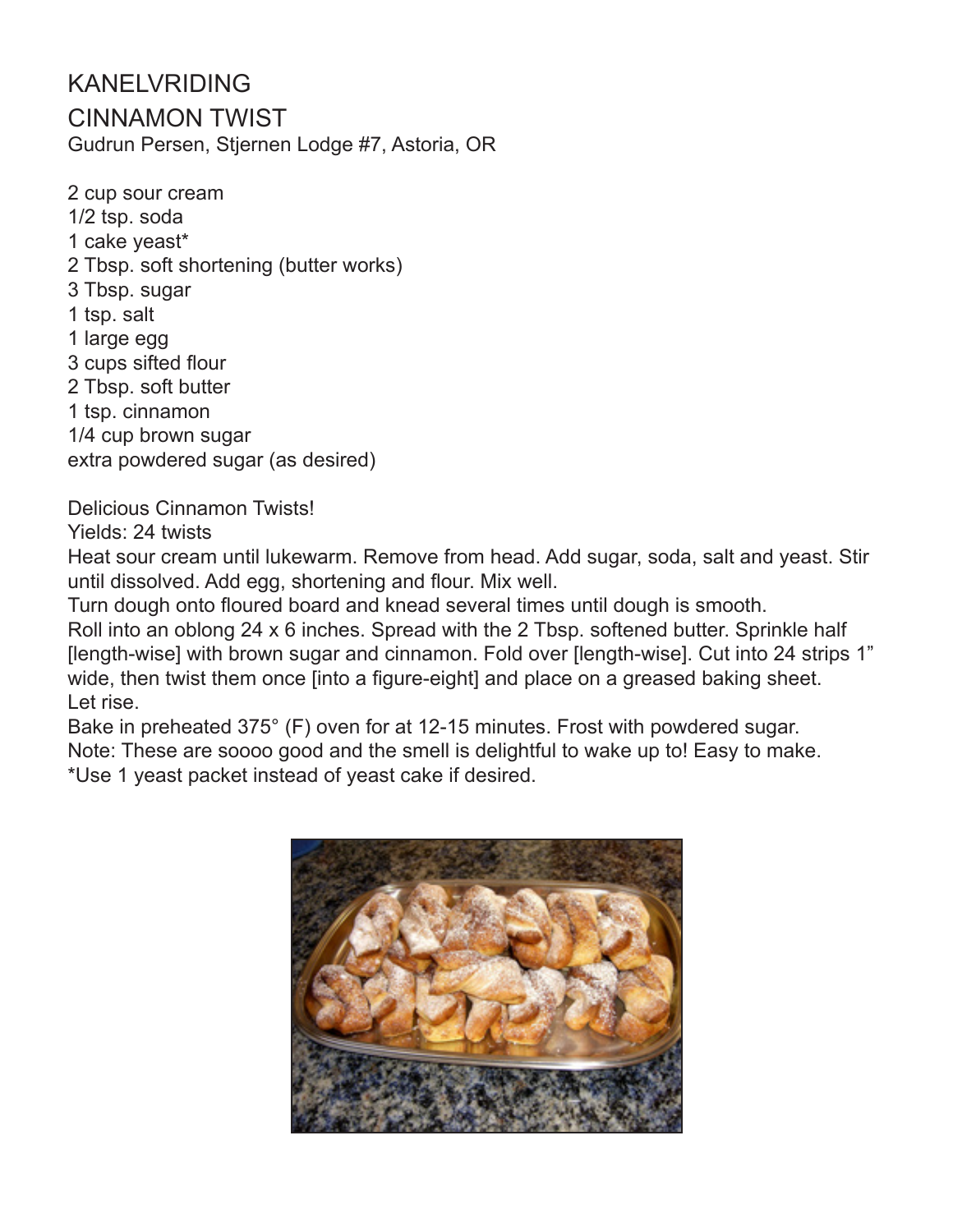# KANELVRIDING

## CINNAMON TWIST

Gudrun Persen, Stjernen Lodge #7, Astoria, OR

2 cup sour cream
1/2 tsp. soda
1 cake yeast*
2 Tbsp. soft shortening (butter works)
3 Tbsp. sugar
1 tsp. salt
1 large egg
3 cups sifted flour
2 Tbsp. soft butter
1 tsp. cinnamon
1/4 cup brown sugar
extra powdered sugar (as desired)

Delicious Cinnamon Twists!
Yields: 24 twists
Heat sour cream until lukewarm. Remove from head. Add sugar, soda, salt and yeast. Stir until dissolved. Add egg, shortening and flour. Mix well.
Turn dough onto floured board and knead several times until dough is smooth.
Roll into an oblong 24 x 6 inches. Spread with the 2 Tbsp. softened butter. Sprinkle half [length-wise] with brown sugar and cinnamon. Fold over [length-wise]. Cut into 24 strips 1" wide, then twist them once [into a figure-eight] and place on a greased baking sheet.
Let rise.
Bake in preheated 375° (F) oven for at 12-15 minutes. Frost with powdered sugar.
Note: These are soooo good and the smell is delightful to wake up to! Easy to make.
*Use 1 yeast packet instead of yeast cake if desired.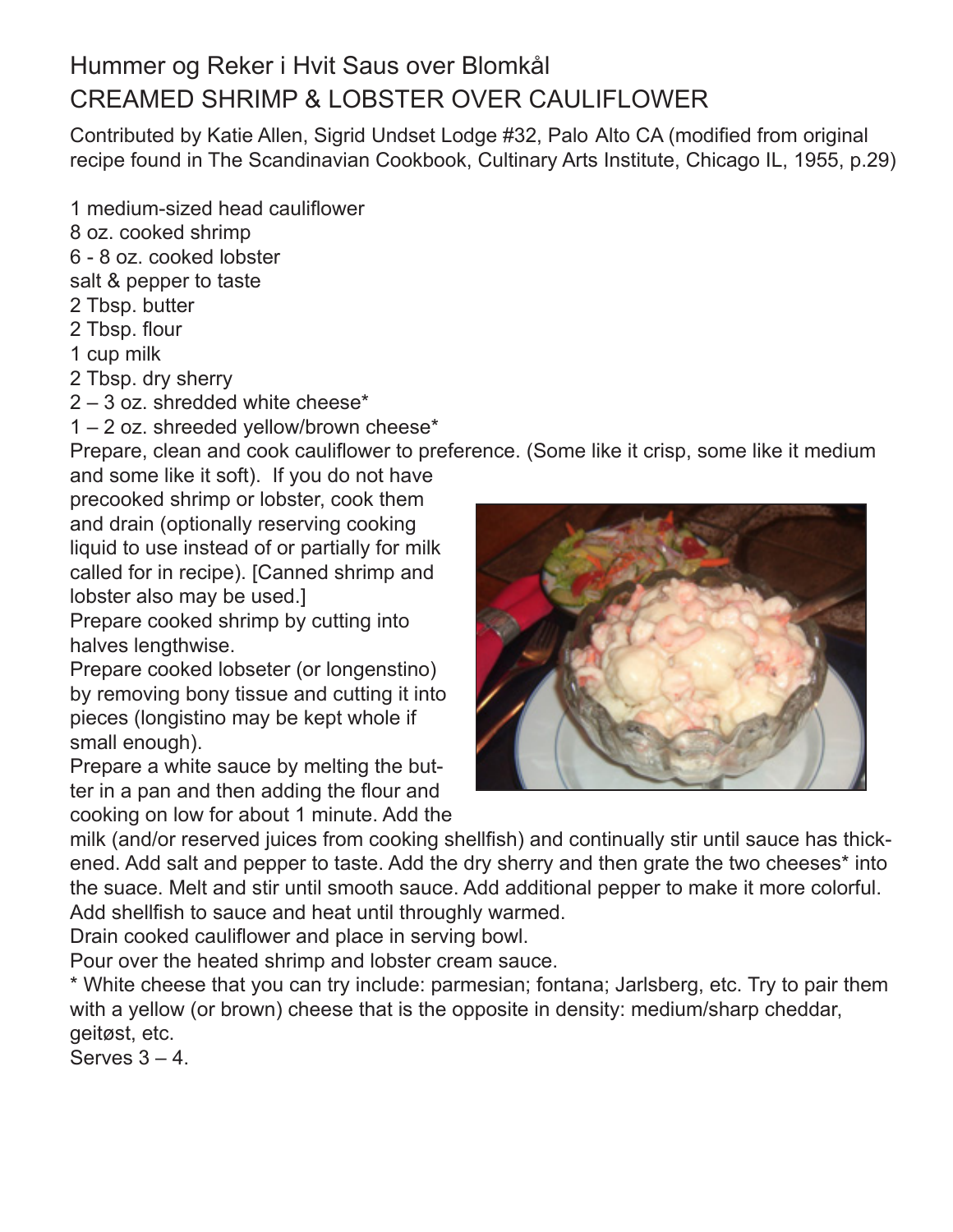# Hummer og Reker i Hvit Saus over Blomkål
# CREAMED SHRIMP & LOBSTER OVER CAULIFLOWER

Contributed by Katie Allen, Sigrid Undset Lodge #32, Palo Alto CA (modified from original recipe found in The Scandinavian Cookbook, Cultinary Arts Institute, Chicago IL, 1955, p.29)

1 medium-sized head cauliflower
8 oz. cooked shrimp
6 - 8 oz. cooked lobster
salt & pepper to taste
2 Tbsp. butter
2 Tbsp. flour
1 cup milk
2 Tbsp. dry sherry
2 – 3 oz. shredded white cheese*
1 – 2 oz. shreeded yellow/brown cheese*

Prepare, clean and cook cauliflower to preference. (Some like it crisp, some like it medium and some like it soft). If you do not have precooked shrimp or lobster, cook them and drain (optionally reserving cooking liquid to use instead of or partially for milk called for in recipe). [Canned shrimp and lobster also may be used.]

Prepare cooked shrimp by cutting into halves lengthwise.

Prepare cooked lobseter (or longenstino) by removing bony tissue and cutting it into pieces (longistino may be kept whole if small enough).

Prepare a white sauce by melting the butter in a pan and then adding the flour and cooking on low for about 1 minute. Add the milk (and/or reserved juices from cooking shellfish) and continually stir until sauce has thickened. Add salt and pepper to taste. Add the dry sherry and then grate the two cheeses* into the suace. Melt and stir until smooth sauce. Add additional pepper to make it more colorful. Add shellfish to sauce and heat until throughly warmed.

Drain cooked cauliflower and place in serving bowl.

Pour over the heated shrimp and lobster cream sauce.

* White cheese that you can try include: parmesian; fontana; Jarlsberg, etc. Try to pair them with a yellow (or brown) cheese that is the opposite in density: medium/sharp cheddar, geitøst, etc.

Serves 3 – 4.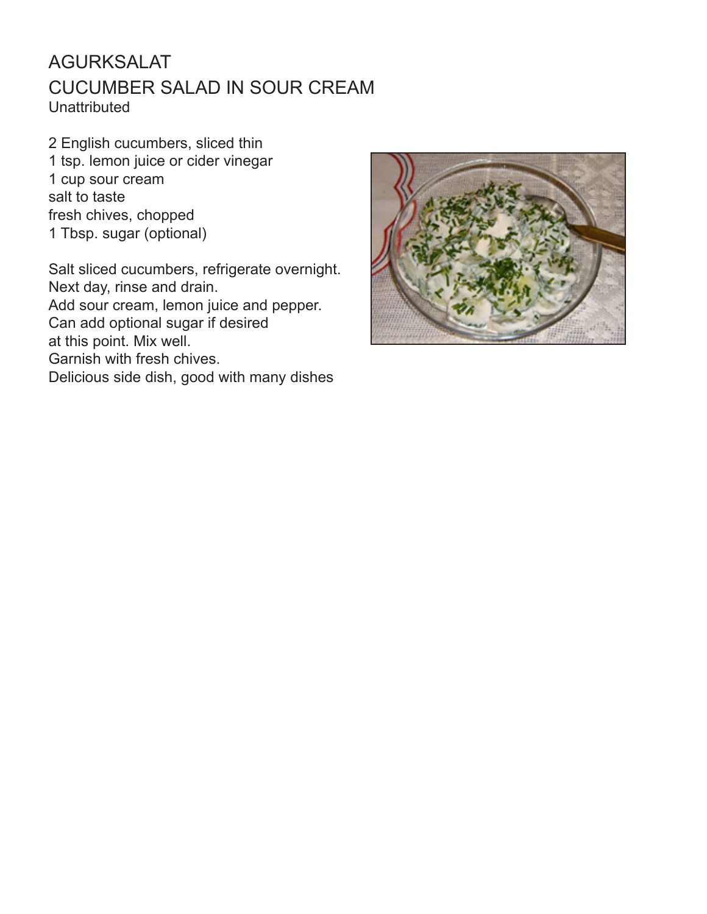# AGURKSALAT

## CUCUMBER SALAD IN SOUR CREAM

Unattributed

2 English cucumbers, sliced thin
1 tsp. lemon juice or cider vinegar
1 cup sour cream
salt to taste
fresh chives, chopped
1 Tbsp. sugar (optional)

Salt sliced cucumbers, refrigerate overnight.
Next day, rinse and drain.
Add sour cream, lemon juice and pepper.
Can add optional sugar if desired
at this point. Mix well.
Garnish with fresh chives.
Delicious side dish, good with many dishes